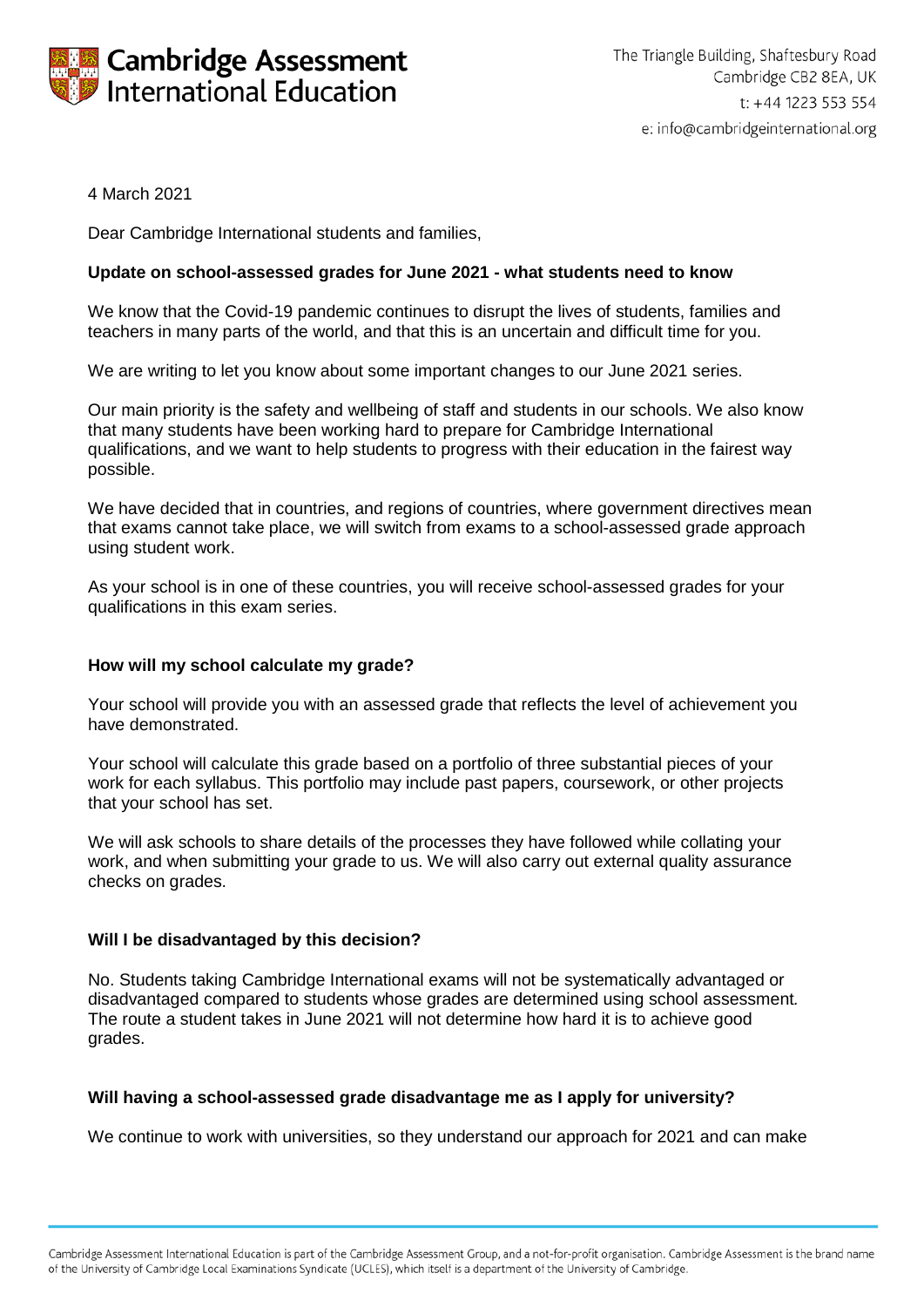Cambridge Assessment International Education

The Triangle Building, Shaftesbury Road
Cambridge CB2 8EA, UK
t: +44 1223 553 554
e: info@cambridgeinternational.org

4 March 2021

Dear Cambridge International students and families,

**Update on school-assessed grades for June 2021 - what students need to know**

We know that the Covid-19 pandemic continues to disrupt the lives of students, families and teachers in many parts of the world, and that this is an uncertain and difficult time for you.

We are writing to let you know about some important changes to our June 2021 series.

Our main priority is the safety and wellbeing of staff and students in our schools. We also know that many students have been working hard to prepare for Cambridge International qualifications, and we want to help students to progress with their education in the fairest way possible.

We have decided that in countries, and regions of countries, where government directives mean that exams cannot take place, we will switch from exams to a school-assessed grade approach using student work.

As your school is in one of these countries, you will receive school-assessed grades for your qualifications in this exam series.

**How will my school calculate my grade?**

Your school will provide you with an assessed grade that reflects the level of achievement you have demonstrated.

Your school will calculate this grade based on a portfolio of three substantial pieces of your work for each syllabus. This portfolio may include past papers, coursework, or other projects that your school has set.

We will ask schools to share details of the processes they have followed while collating your work, and when submitting your grade to us. We will also carry out external quality assurance checks on grades.

**Will I be disadvantaged by this decision?**

No. Students taking Cambridge International exams will not be systematically advantaged or disadvantaged compared to students whose grades are determined using school assessment. The route a student takes in June 2021 will not determine how hard it is to achieve good grades.

**Will having a school-assessed grade disadvantage me as I apply for university?**

We continue to work with universities, so they understand our approach for 2021 and can make

Cambridge Assessment International Education is part of the Cambridge Assessment Group, and a not-for-profit organisation. Cambridge Assessment is the brand name of the University of Cambridge Local Examinations Syndicate (UCLES), which itself is a department of the University of Cambridge.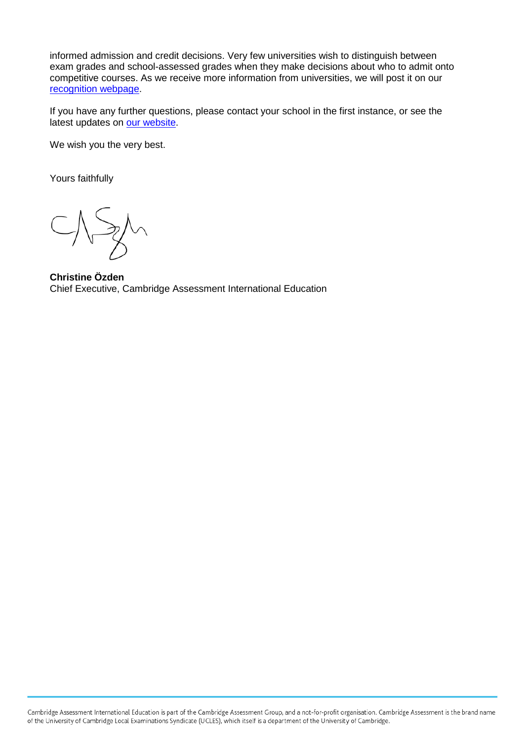informed admission and credit decisions. Very few universities wish to distinguish between exam grades and school-assessed grades when they make decisions about who to admit onto competitive courses. As we receive more information from universities, we will post it on our recognition webpage.

If you have any further questions, please contact your school in the first instance, or see the latest updates on our website.

We wish you the very best.

Yours faithfully

**Christine Özden**
Chief Executive, Cambridge Assessment International Education

Cambridge Assessment International Education is part of the Cambridge Assessment Group, and a not-for-profit organisation. Cambridge Assessment is the brand name of the University of Cambridge Local Examinations Syndicate (UCLES), which itself is a department of the University of Cambridge.